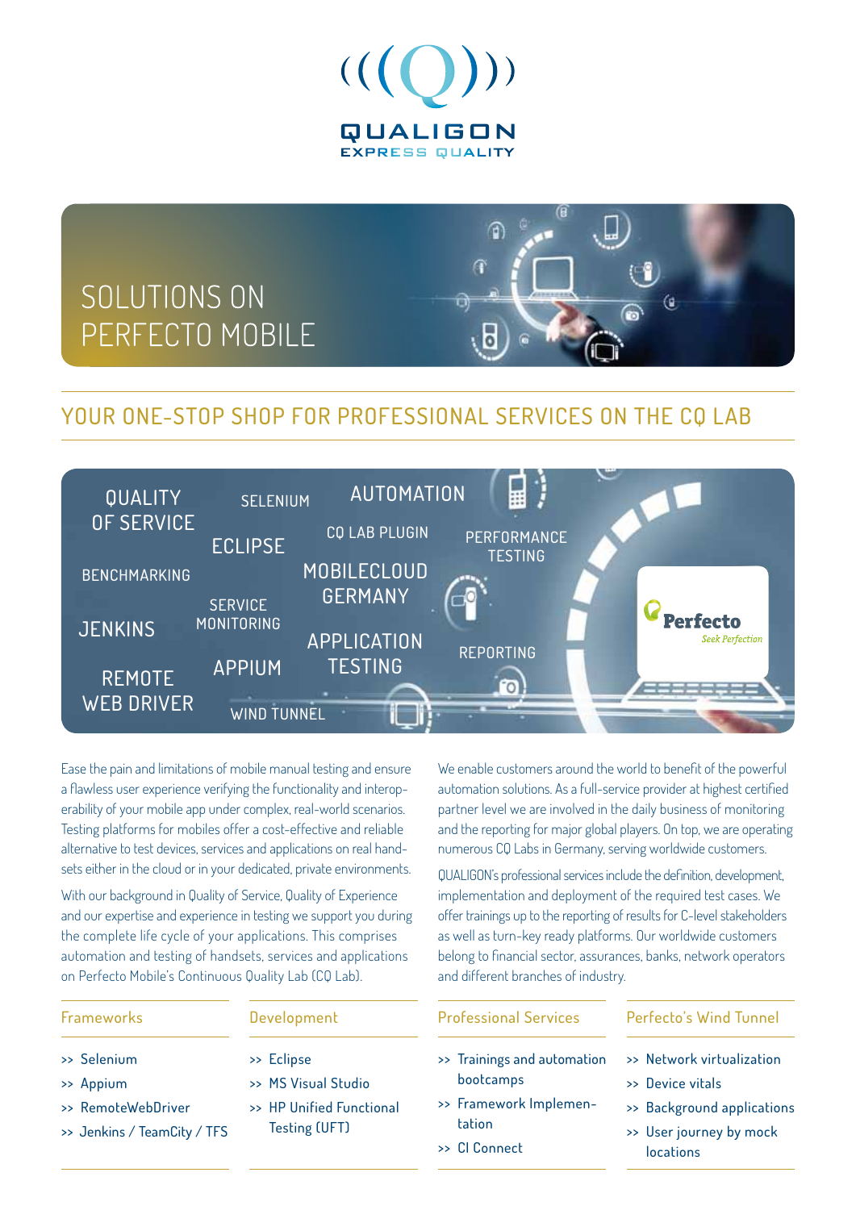QUALIGON
EXPRESS QUALITY

# SOLUTIONS ON PERFECTO MOBILE

## YOUR ONE-STOP SHOP FOR PROFESSIONAL SERVICES ON THE CQ LAB

QUALITY OF SERVICE · SELENIUM · AUTOMATION · ECLIPSE · CQ LAB PLUGIN · PERFORMANCE TESTING · BENCHMARKING · MOBILECLOUD GERMANY · SERVICE MONITORING · JENKINS · APPLICATION TESTING · REPORTING · REMOTE WEB DRIVER · APPIUM · WIND TUNNEL

Perfecto
*Seek Perfection*

Ease the pain and limitations of mobile manual testing and ensure a flawless user experience verifying the functionality and interoperability of your mobile app under complex, real-world scenarios. Testing platforms for mobiles offer a cost-effective and reliable alternative to test devices, services and applications on real handsets either in the cloud or in your dedicated, private environments.

With our background in Quality of Service, Quality of Experience and our expertise and experience in testing we support you during the complete life cycle of your applications. This comprises automation and testing of handsets, services and applications on Perfecto Mobile's Continuous Quality Lab (CQ Lab).

We enable customers around the world to benefit of the powerful automation solutions. As a full-service provider at highest certified partner level we are involved in the daily business of monitoring and the reporting for major global players. On top, we are operating numerous CQ Labs in Germany, serving worldwide customers.

QUALIGON's professional services include the definition, development, implementation and deployment of the required test cases. We offer trainings up to the reporting of results for C-level stakeholders as well as turn-key ready platforms. Our worldwide customers belong to financial sector, assurances, banks, network operators and different branches of industry.

### Frameworks

- >> Selenium
- >> Appium
- >> RemoteWebDriver
- >> Jenkins / TeamCity / TFS

### Development

- >> Eclipse
- >> MS Visual Studio
- >> HP Unified Functional Testing (UFT)

### Professional Services

- >> Trainings and automation bootcamps
- >> Framework Implementation
- >> CI Connect

### Perfecto's Wind Tunnel

- >> Network virtualization
- >> Device vitals
- >> Background applications
- >> User journey by mock locations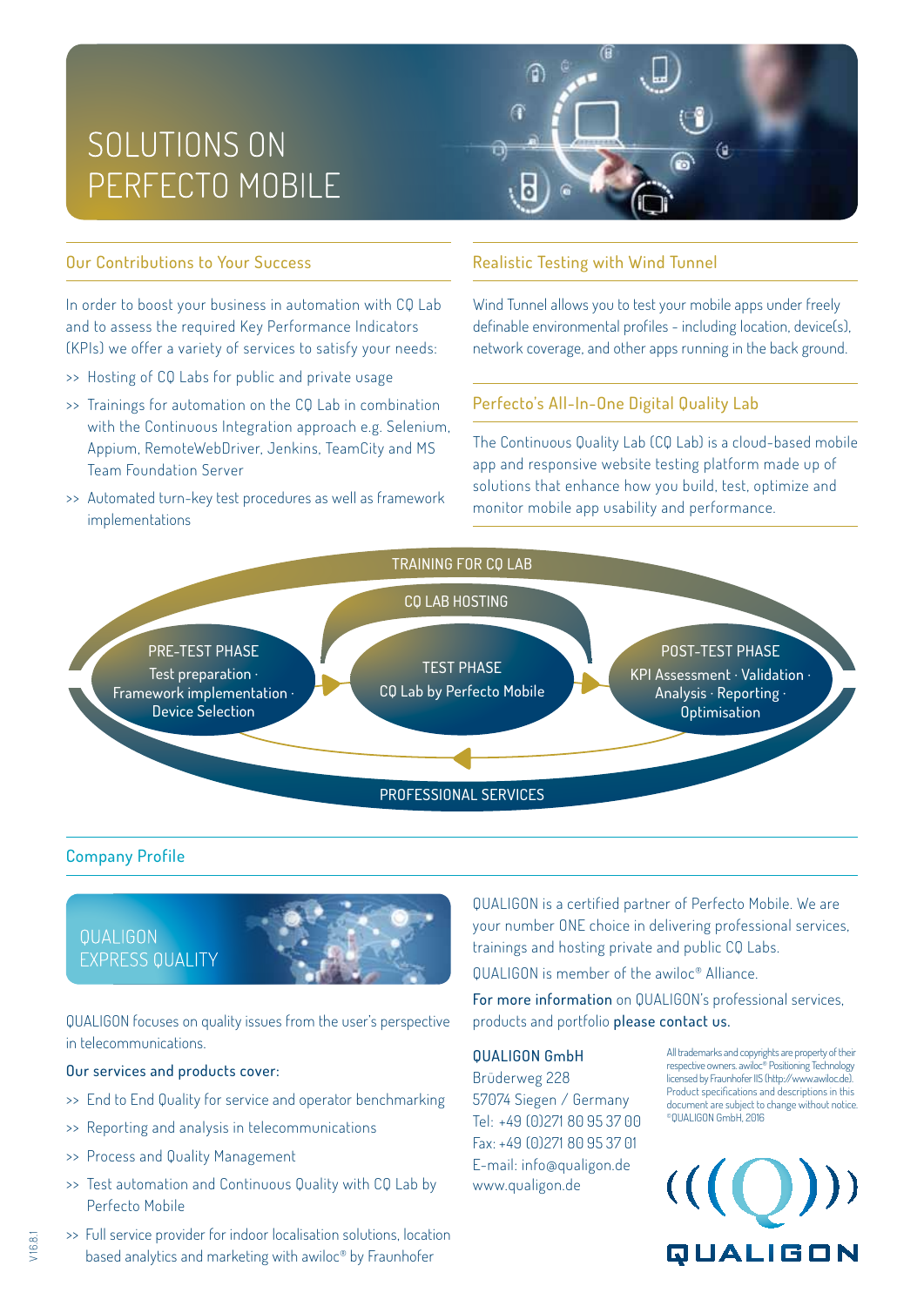# SOLUTIONS ON PERFECTO MOBILE

## Our Contributions to Your Success

In order to boost your business in automation with CQ Lab and to assess the required Key Performance Indicators (KPIs) we offer a variety of services to satisfy your needs:

>> Hosting of CQ Labs for public and private usage

>> Trainings for automation on the CQ Lab in combination with the Continuous Integration approach e.g. Selenium, Appium, RemoteWebDriver, Jenkins, TeamCity and MS Team Foundation Server

>> Automated turn-key test procedures as well as framework implementations

## Realistic Testing with Wind Tunnel

Wind Tunnel allows you to test your mobile apps under freely definable environmental profiles - including location, device(s), network coverage, and other apps running in the back ground.

## Perfecto's All-In-One Digital Quality Lab

The Continuous Quality Lab (CQ Lab) is a cloud-based mobile app and responsive website testing platform made up of solutions that enhance how you build, test, optimize and monitor mobile app usability and performance.

TRAINING FOR CQ LAB

CQ LAB HOSTING

PRE-TEST PHASE
Test preparation · Framework implementation · Device Selection

TEST PHASE
CQ Lab by Perfecto Mobile

POST-TEST PHASE
KPI Assessment · Validation · Analysis · Reporting · Optimisation

PROFESSIONAL SERVICES

## Company Profile

QUALIGON
EXPRESS QUALITY

QUALIGON focuses on quality issues from the user's perspective in telecommunications.

Our services and products cover:

>> End to End Quality for service and operator benchmarking

>> Reporting and analysis in telecommunications

>> Process and Quality Management

>> Test automation and Continuous Quality with CQ Lab by Perfecto Mobile

>> Full service provider for indoor localisation solutions, location based analytics and marketing with awiloc® by Fraunhofer

QUALIGON is a certified partner of Perfecto Mobile. We are your number ONE choice in delivering professional services, trainings and hosting private and public CQ Labs.

QUALIGON is member of the awiloc® Alliance.

For more information on QUALIGON's professional services, products and portfolio please contact us.

QUALIGON GmbH
Brüderweg 228
57074 Siegen / Germany
Tel: +49 (0)271 80 95 37 00
Fax: +49 (0)271 80 95 37 01
E-mail: info@qualigon.de
www.qualigon.de

All trademarks and copyrights are property of their respective owners. awiloc® Positioning Technology licensed by Fraunhofer IIS (http://www.awiloc.de). Product specifications and descriptions in this document are subject to change without notice. ©QUALIGON GmbH, 2016

QUALIGON

V16.8.1